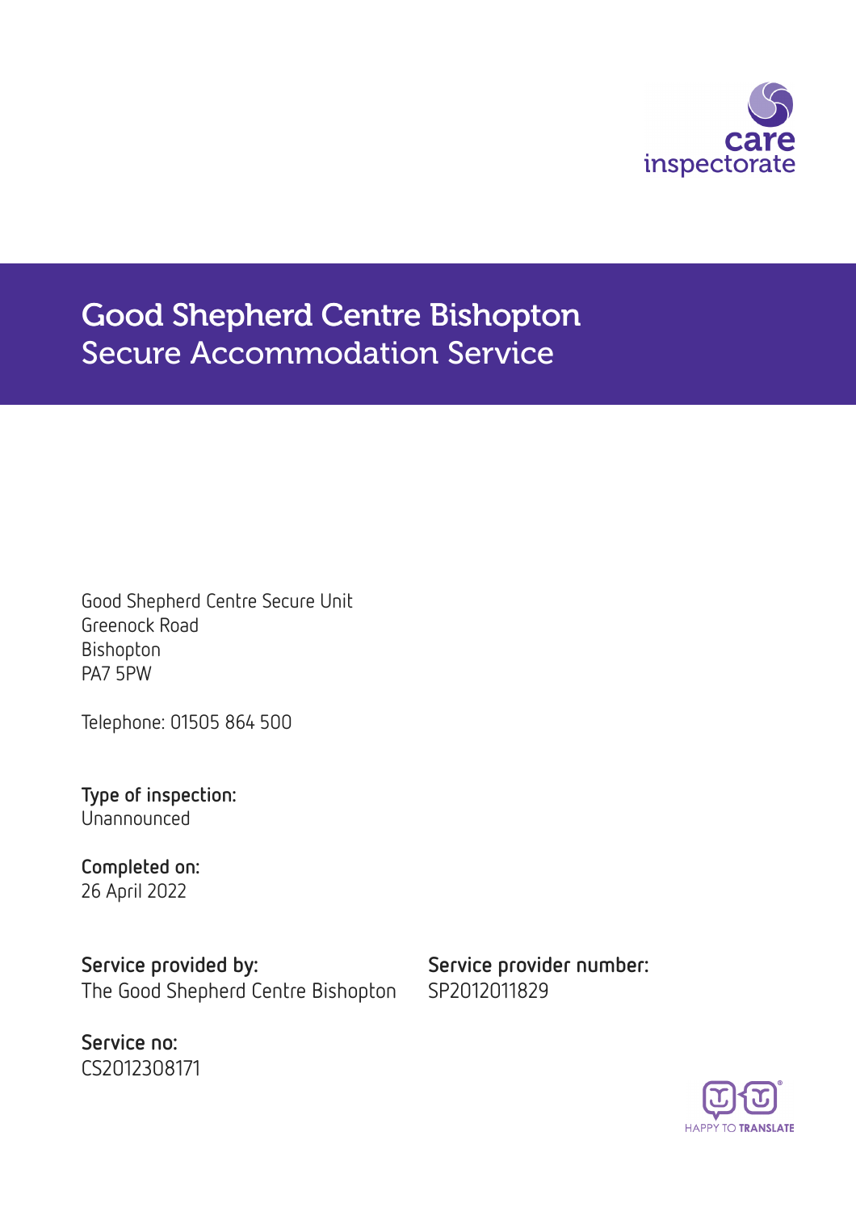# Good Shepherd Centre Bishopton
## Secure Accommodation Service

Good Shepherd Centre Secure Unit
Greenock Road
Bishopton
PA7 5PW

Telephone: 01505 864 500

**Type of inspection:**
Unannounced

**Completed on:**
26 April 2022

**Service provided by:**
The Good Shepherd Centre Bishopton

**Service provider number:**
SP2012011829

**Service no:**
CS2012308171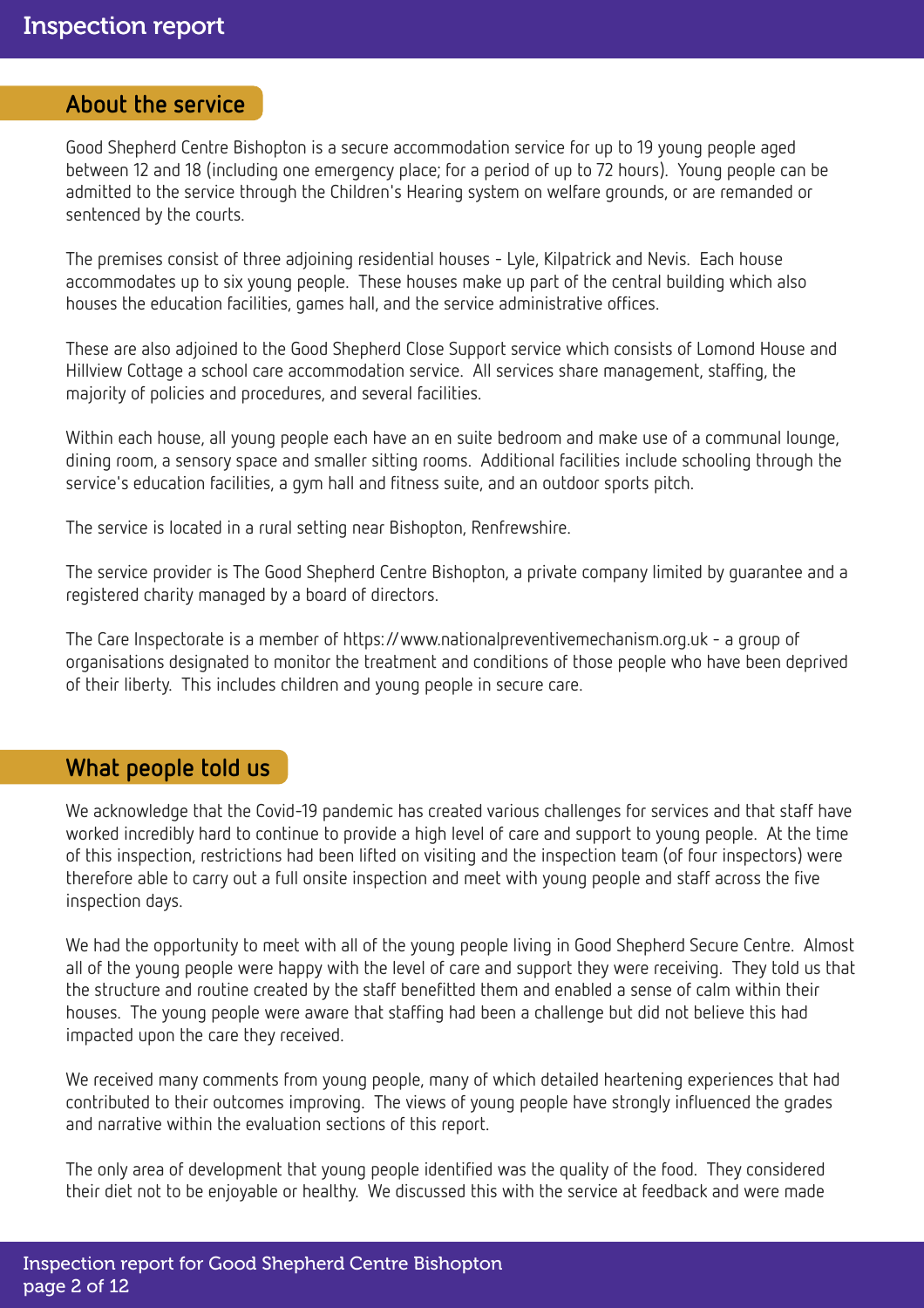## About the service

Good Shepherd Centre Bishopton is a secure accommodation service for up to 19 young people aged between 12 and 18 (including one emergency place; for a period of up to 72 hours). Young people can be admitted to the service through the Children's Hearing system on welfare grounds, or are remanded or sentenced by the courts.

The premises consist of three adjoining residential houses - Lyle, Kilpatrick and Nevis. Each house accommodates up to six young people. These houses make up part of the central building which also houses the education facilities, games hall, and the service administrative offices.

These are also adjoined to the Good Shepherd Close Support service which consists of Lomond House and Hillview Cottage a school care accommodation service. All services share management, staffing, the majority of policies and procedures, and several facilities.

Within each house, all young people each have an en suite bedroom and make use of a communal lounge, dining room, a sensory space and smaller sitting rooms. Additional facilities include schooling through the service's education facilities, a gym hall and fitness suite, and an outdoor sports pitch.

The service is located in a rural setting near Bishopton, Renfrewshire.

The service provider is The Good Shepherd Centre Bishopton, a private company limited by guarantee and a registered charity managed by a board of directors.

The Care Inspectorate is a member of https://www.nationalpreventivemechanism.org.uk - a group of organisations designated to monitor the treatment and conditions of those people who have been deprived of their liberty. This includes children and young people in secure care.

## What people told us

We acknowledge that the Covid-19 pandemic has created various challenges for services and that staff have worked incredibly hard to continue to provide a high level of care and support to young people. At the time of this inspection, restrictions had been lifted on visiting and the inspection team (of four inspectors) were therefore able to carry out a full onsite inspection and meet with young people and staff across the five inspection days.

We had the opportunity to meet with all of the young people living in Good Shepherd Secure Centre. Almost all of the young people were happy with the level of care and support they were receiving. They told us that the structure and routine created by the staff benefitted them and enabled a sense of calm within their houses. The young people were aware that staffing had been a challenge but did not believe this had impacted upon the care they received.

We received many comments from young people, many of which detailed heartening experiences that had contributed to their outcomes improving. The views of young people have strongly influenced the grades and narrative within the evaluation sections of this report.

The only area of development that young people identified was the quality of the food. They considered their diet not to be enjoyable or healthy. We discussed this with the service at feedback and were made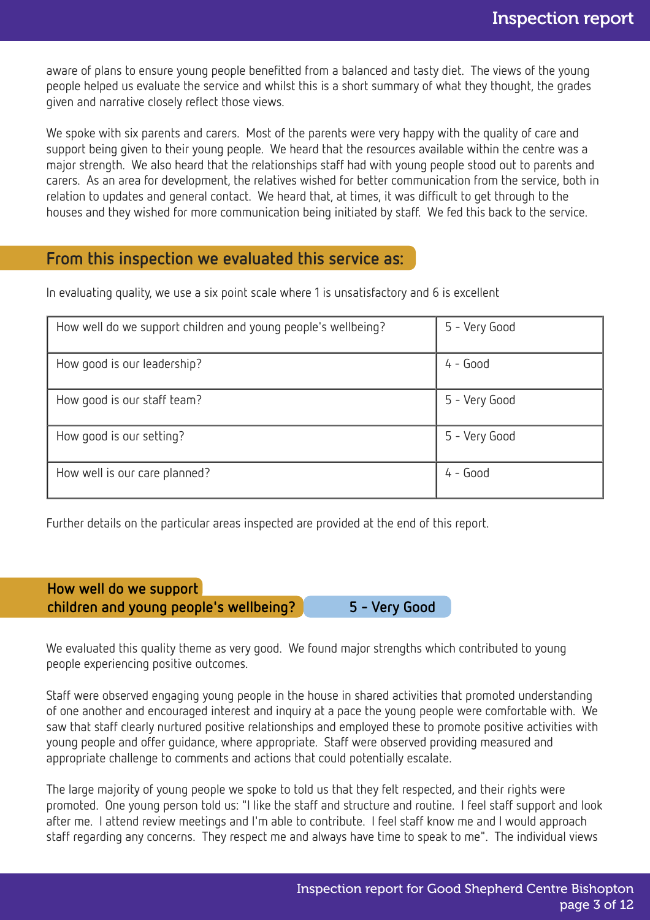aware of plans to ensure young people benefitted from a balanced and tasty diet. The views of the young people helped us evaluate the service and whilst this is a short summary of what they thought, the grades given and narrative closely reflect those views.

We spoke with six parents and carers. Most of the parents were very happy with the quality of care and support being given to their young people. We heard that the resources available within the centre was a major strength. We also heard that the relationships staff had with young people stood out to parents and carers. As an area for development, the relatives wished for better communication from the service, both in relation to updates and general contact. We heard that, at times, it was difficult to get through to the houses and they wished for more communication being initiated by staff. We fed this back to the service.

## From this inspection we evaluated this service as:

In evaluating quality, we use a six point scale where 1 is unsatisfactory and 6 is excellent

| | |
|---|---|
| How well do we support children and young people's wellbeing? | 5 - Very Good |
| How good is our leadership? | 4 - Good |
| How good is our staff team? | 5 - Very Good |
| How good is our setting? | 5 - Very Good |
| How well is our care planned? | 4 - Good |

Further details on the particular areas inspected are provided at the end of this report.

## How well do we support children and young people's wellbeing? 5 - Very Good

We evaluated this quality theme as very good. We found major strengths which contributed to young people experiencing positive outcomes.

Staff were observed engaging young people in the house in shared activities that promoted understanding of one another and encouraged interest and inquiry at a pace the young people were comfortable with. We saw that staff clearly nurtured positive relationships and employed these to promote positive activities with young people and offer guidance, where appropriate. Staff were observed providing measured and appropriate challenge to comments and actions that could potentially escalate.

The large majority of young people we spoke to told us that they felt respected, and their rights were promoted. One young person told us: "I like the staff and structure and routine. I feel staff support and look after me. I attend review meetings and I'm able to contribute. I feel staff know me and I would approach staff regarding any concerns. They respect me and always have time to speak to me". The individual views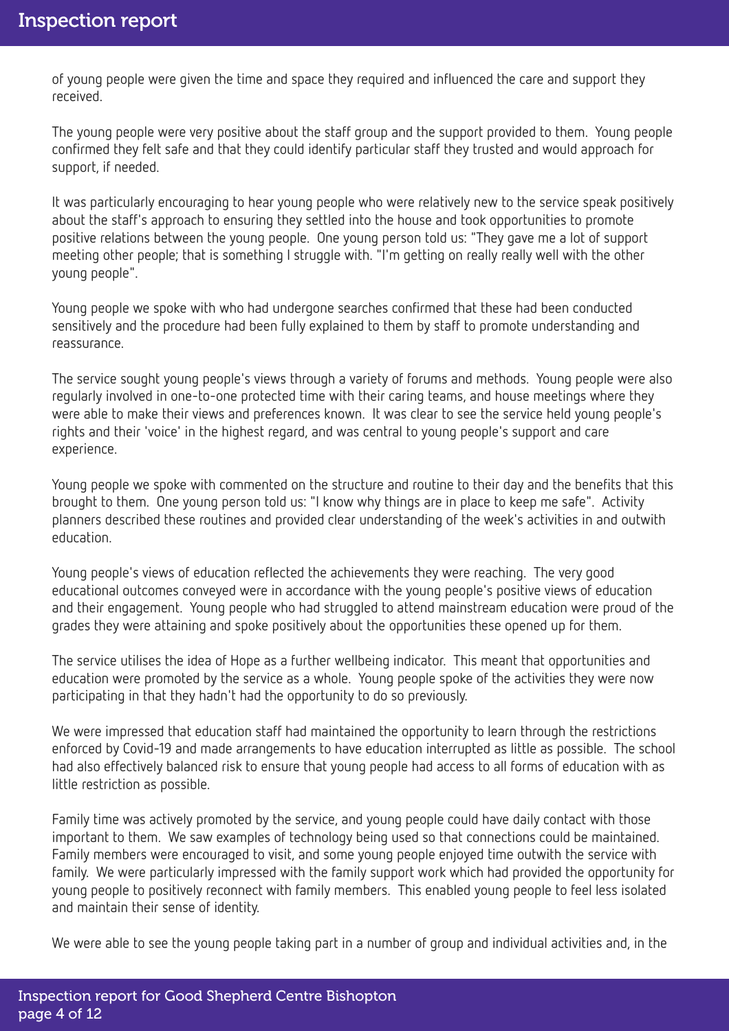of young people were given the time and space they required and influenced the care and support they received.

The young people were very positive about the staff group and the support provided to them. Young people confirmed they felt safe and that they could identify particular staff they trusted and would approach for support, if needed.

It was particularly encouraging to hear young people who were relatively new to the service speak positively about the staff's approach to ensuring they settled into the house and took opportunities to promote positive relations between the young people. One young person told us: "They gave me a lot of support meeting other people; that is something I struggle with. "I'm getting on really really well with the other young people".

Young people we spoke with who had undergone searches confirmed that these had been conducted sensitively and the procedure had been fully explained to them by staff to promote understanding and reassurance.

The service sought young people's views through a variety of forums and methods. Young people were also regularly involved in one-to-one protected time with their caring teams, and house meetings where they were able to make their views and preferences known. It was clear to see the service held young people's rights and their 'voice' in the highest regard, and was central to young people's support and care experience.

Young people we spoke with commented on the structure and routine to their day and the benefits that this brought to them. One young person told us: "I know why things are in place to keep me safe". Activity planners described these routines and provided clear understanding of the week's activities in and outwith education.

Young people's views of education reflected the achievements they were reaching. The very good educational outcomes conveyed were in accordance with the young people's positive views of education and their engagement. Young people who had struggled to attend mainstream education were proud of the grades they were attaining and spoke positively about the opportunities these opened up for them.

The service utilises the idea of Hope as a further wellbeing indicator. This meant that opportunities and education were promoted by the service as a whole. Young people spoke of the activities they were now participating in that they hadn't had the opportunity to do so previously.

We were impressed that education staff had maintained the opportunity to learn through the restrictions enforced by Covid-19 and made arrangements to have education interrupted as little as possible. The school had also effectively balanced risk to ensure that young people had access to all forms of education with as little restriction as possible.

Family time was actively promoted by the service, and young people could have daily contact with those important to them. We saw examples of technology being used so that connections could be maintained. Family members were encouraged to visit, and some young people enjoyed time outwith the service with family. We were particularly impressed with the family support work which had provided the opportunity for young people to positively reconnect with family members. This enabled young people to feel less isolated and maintain their sense of identity.

We were able to see the young people taking part in a number of group and individual activities and, in the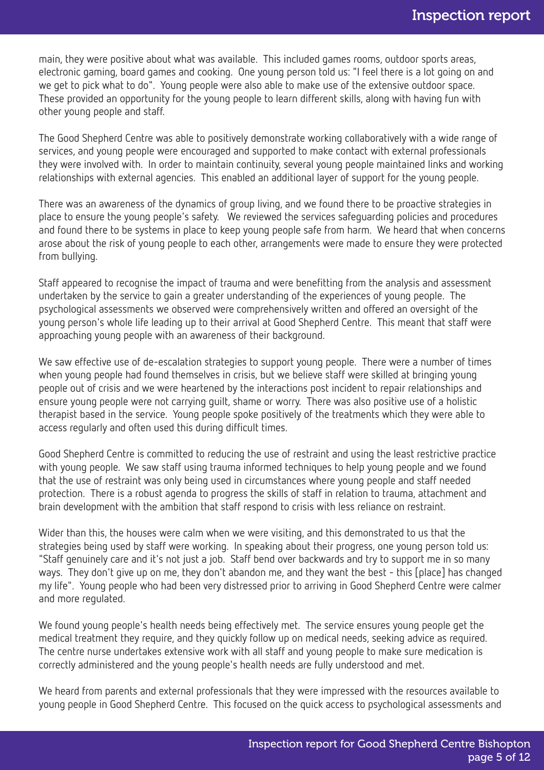main, they were positive about what was available. This included games rooms, outdoor sports areas, electronic gaming, board games and cooking. One young person told us: "I feel there is a lot going on and we get to pick what to do". Young people were also able to make use of the extensive outdoor space. These provided an opportunity for the young people to learn different skills, along with having fun with other young people and staff.

The Good Shepherd Centre was able to positively demonstrate working collaboratively with a wide range of services, and young people were encouraged and supported to make contact with external professionals they were involved with. In order to maintain continuity, several young people maintained links and working relationships with external agencies. This enabled an additional layer of support for the young people.

There was an awareness of the dynamics of group living, and we found there to be proactive strategies in place to ensure the young people's safety. We reviewed the services safeguarding policies and procedures and found there to be systems in place to keep young people safe from harm. We heard that when concerns arose about the risk of young people to each other, arrangements were made to ensure they were protected from bullying.

Staff appeared to recognise the impact of trauma and were benefitting from the analysis and assessment undertaken by the service to gain a greater understanding of the experiences of young people. The psychological assessments we observed were comprehensively written and offered an oversight of the young person's whole life leading up to their arrival at Good Shepherd Centre. This meant that staff were approaching young people with an awareness of their background.

We saw effective use of de-escalation strategies to support young people. There were a number of times when young people had found themselves in crisis, but we believe staff were skilled at bringing young people out of crisis and we were heartened by the interactions post incident to repair relationships and ensure young people were not carrying guilt, shame or worry. There was also positive use of a holistic therapist based in the service. Young people spoke positively of the treatments which they were able to access regularly and often used this during difficult times.

Good Shepherd Centre is committed to reducing the use of restraint and using the least restrictive practice with young people. We saw staff using trauma informed techniques to help young people and we found that the use of restraint was only being used in circumstances where young people and staff needed protection. There is a robust agenda to progress the skills of staff in relation to trauma, attachment and brain development with the ambition that staff respond to crisis with less reliance on restraint.

Wider than this, the houses were calm when we were visiting, and this demonstrated to us that the strategies being used by staff were working. In speaking about their progress, one young person told us: "Staff genuinely care and it's not just a job. Staff bend over backwards and try to support me in so many ways. They don't give up on me, they don't abandon me, and they want the best - this [place] has changed my life". Young people who had been very distressed prior to arriving in Good Shepherd Centre were calmer and more regulated.

We found young people's health needs being effectively met. The service ensures young people get the medical treatment they require, and they quickly follow up on medical needs, seeking advice as required. The centre nurse undertakes extensive work with all staff and young people to make sure medication is correctly administered and the young people's health needs are fully understood and met.

We heard from parents and external professionals that they were impressed with the resources available to young people in Good Shepherd Centre. This focused on the quick access to psychological assessments and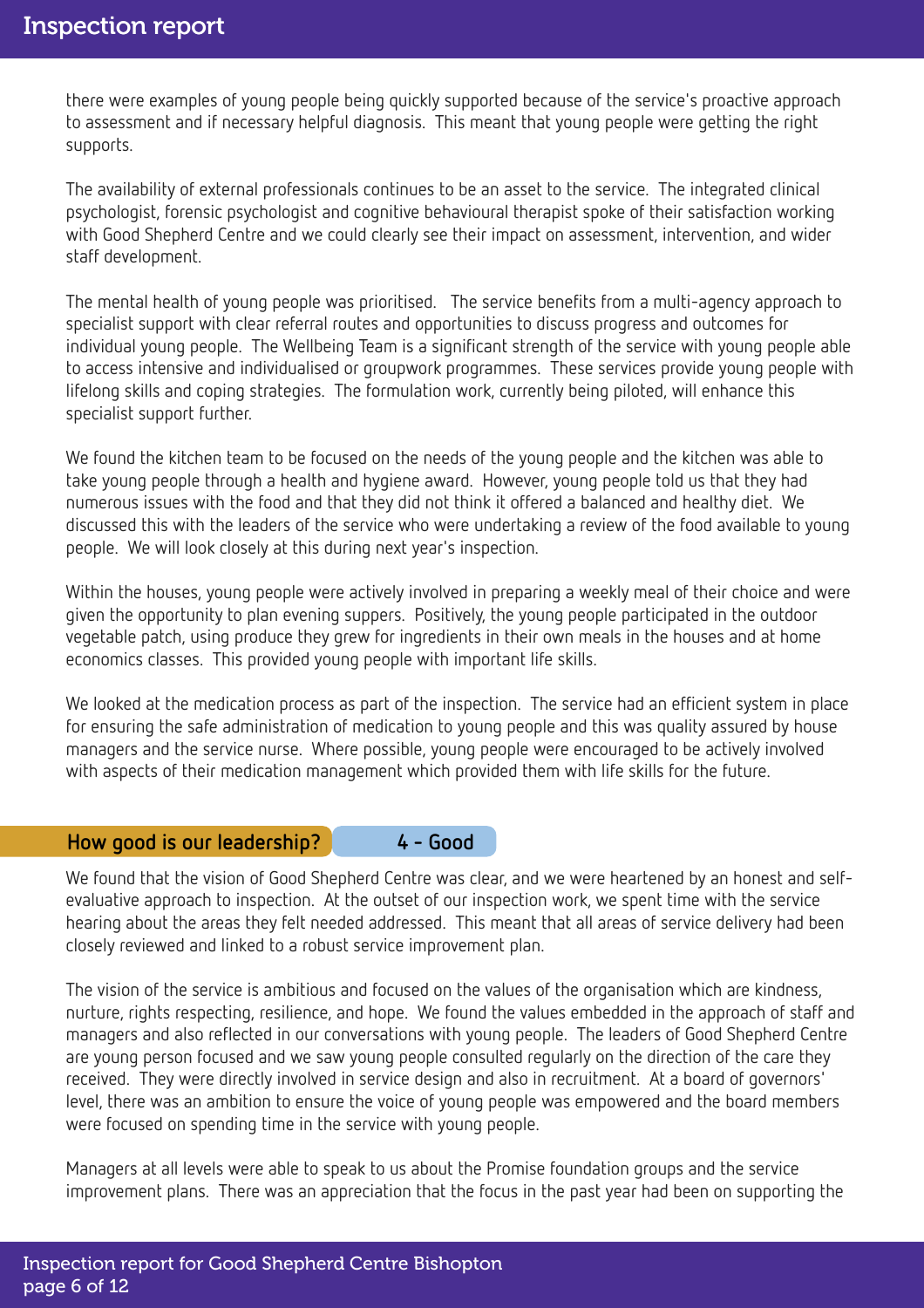there were examples of young people being quickly supported because of the service's proactive approach to assessment and if necessary helpful diagnosis. This meant that young people were getting the right supports.

The availability of external professionals continues to be an asset to the service. The integrated clinical psychologist, forensic psychologist and cognitive behavioural therapist spoke of their satisfaction working with Good Shepherd Centre and we could clearly see their impact on assessment, intervention, and wider staff development.

The mental health of young people was prioritised. The service benefits from a multi-agency approach to specialist support with clear referral routes and opportunities to discuss progress and outcomes for individual young people. The Wellbeing Team is a significant strength of the service with young people able to access intensive and individualised or groupwork programmes. These services provide young people with lifelong skills and coping strategies. The formulation work, currently being piloted, will enhance this specialist support further.

We found the kitchen team to be focused on the needs of the young people and the kitchen was able to take young people through a health and hygiene award. However, young people told us that they had numerous issues with the food and that they did not think it offered a balanced and healthy diet. We discussed this with the leaders of the service who were undertaking a review of the food available to young people. We will look closely at this during next year's inspection.

Within the houses, young people were actively involved in preparing a weekly meal of their choice and were given the opportunity to plan evening suppers. Positively, the young people participated in the outdoor vegetable patch, using produce they grew for ingredients in their own meals in the houses and at home economics classes. This provided young people with important life skills.

We looked at the medication process as part of the inspection. The service had an efficient system in place for ensuring the safe administration of medication to young people and this was quality assured by house managers and the service nurse. Where possible, young people were encouraged to be actively involved with aspects of their medication management which provided them with life skills for the future.

## How good is our leadership? 4 - Good

We found that the vision of Good Shepherd Centre was clear, and we were heartened by an honest and self-evaluative approach to inspection. At the outset of our inspection work, we spent time with the service hearing about the areas they felt needed addressed. This meant that all areas of service delivery had been closely reviewed and linked to a robust service improvement plan.

The vision of the service is ambitious and focused on the values of the organisation which are kindness, nurture, rights respecting, resilience, and hope. We found the values embedded in the approach of staff and managers and also reflected in our conversations with young people. The leaders of Good Shepherd Centre are young person focused and we saw young people consulted regularly on the direction of the care they received. They were directly involved in service design and also in recruitment. At a board of governors' level, there was an ambition to ensure the voice of young people was empowered and the board members were focused on spending time in the service with young people.

Managers at all levels were able to speak to us about the Promise foundation groups and the service improvement plans. There was an appreciation that the focus in the past year had been on supporting the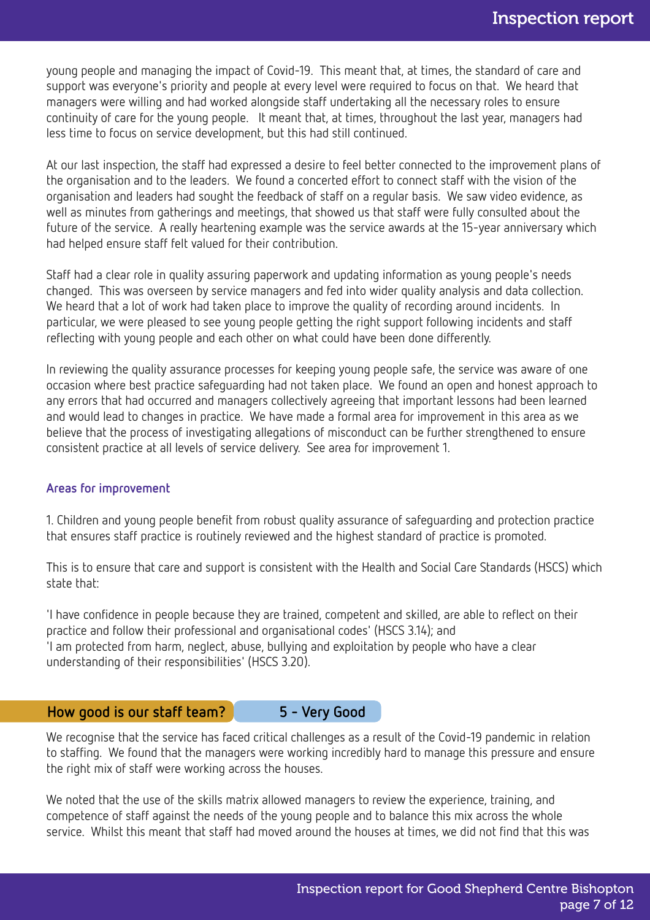young people and managing the impact of Covid-19. This meant that, at times, the standard of care and support was everyone's priority and people at every level were required to focus on that. We heard that managers were willing and had worked alongside staff undertaking all the necessary roles to ensure continuity of care for the young people. It meant that, at times, throughout the last year, managers had less time to focus on service development, but this had still continued.

At our last inspection, the staff had expressed a desire to feel better connected to the improvement plans of the organisation and to the leaders. We found a concerted effort to connect staff with the vision of the organisation and leaders had sought the feedback of staff on a regular basis. We saw video evidence, as well as minutes from gatherings and meetings, that showed us that staff were fully consulted about the future of the service. A really heartening example was the service awards at the 15-year anniversary which had helped ensure staff felt valued for their contribution.

Staff had a clear role in quality assuring paperwork and updating information as young people's needs changed. This was overseen by service managers and fed into wider quality analysis and data collection. We heard that a lot of work had taken place to improve the quality of recording around incidents. In particular, we were pleased to see young people getting the right support following incidents and staff reflecting with young people and each other on what could have been done differently.

In reviewing the quality assurance processes for keeping young people safe, the service was aware of one occasion where best practice safeguarding had not taken place. We found an open and honest approach to any errors that had occurred and managers collectively agreeing that important lessons had been learned and would lead to changes in practice. We have made a formal area for improvement in this area as we believe that the process of investigating allegations of misconduct can be further strengthened to ensure consistent practice at all levels of service delivery. See area for improvement 1.

### Areas for improvement

1. Children and young people benefit from robust quality assurance of safeguarding and protection practice that ensures staff practice is routinely reviewed and the highest standard of practice is promoted.

This is to ensure that care and support is consistent with the Health and Social Care Standards (HSCS) which state that:

'I have confidence in people because they are trained, competent and skilled, are able to reflect on their practice and follow their professional and organisational codes' (HSCS 3.14); and
'I am protected from harm, neglect, abuse, bullying and exploitation by people who have a clear understanding of their responsibilities' (HSCS 3.20).

## How good is our staff team? 5 - Very Good

We recognise that the service has faced critical challenges as a result of the Covid-19 pandemic in relation to staffing. We found that the managers were working incredibly hard to manage this pressure and ensure the right mix of staff were working across the houses.

We noted that the use of the skills matrix allowed managers to review the experience, training, and competence of staff against the needs of the young people and to balance this mix across the whole service. Whilst this meant that staff had moved around the houses at times, we did not find that this was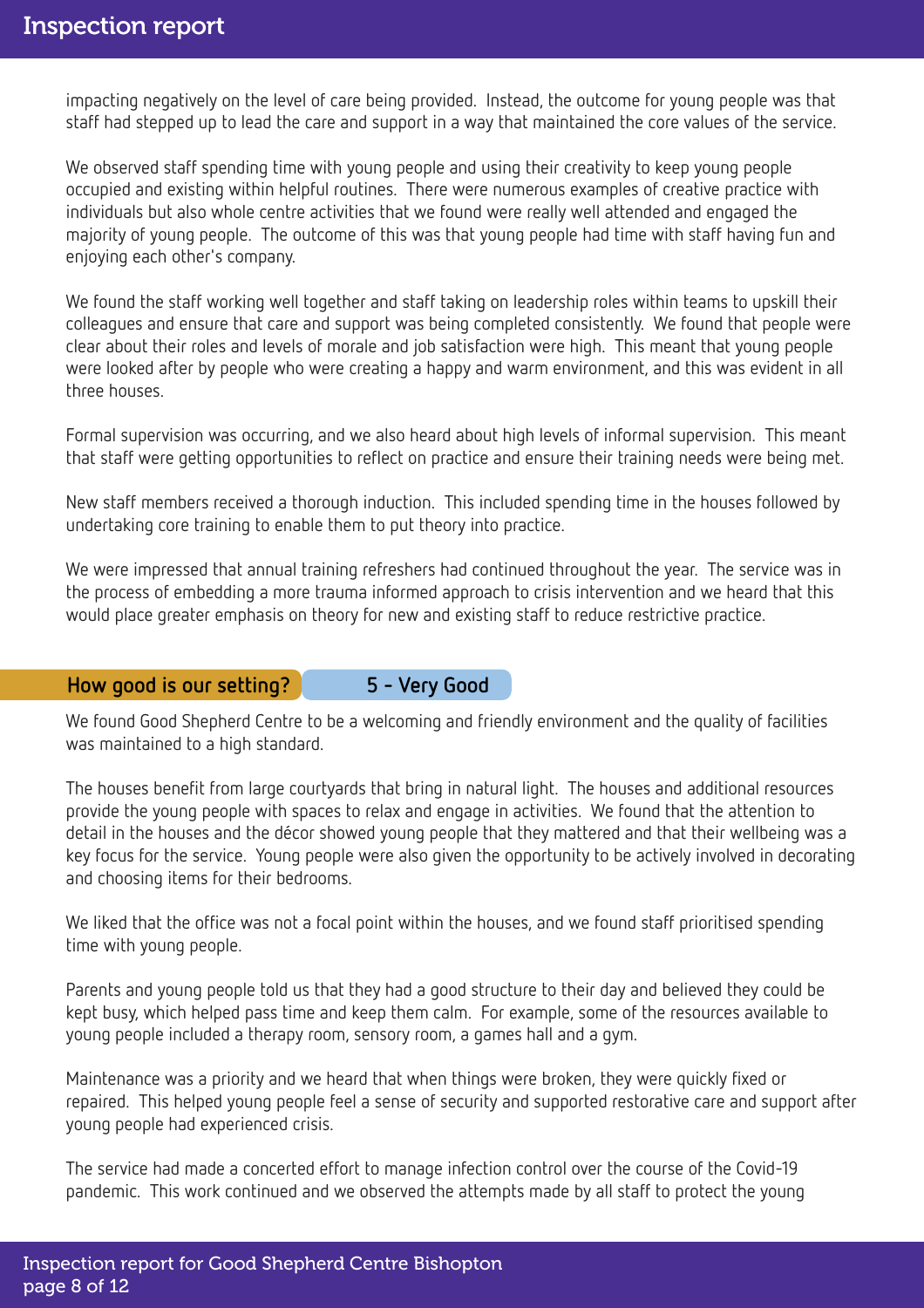impacting negatively on the level of care being provided. Instead, the outcome for young people was that staff had stepped up to lead the care and support in a way that maintained the core values of the service.

We observed staff spending time with young people and using their creativity to keep young people occupied and existing within helpful routines. There were numerous examples of creative practice with individuals but also whole centre activities that we found were really well attended and engaged the majority of young people. The outcome of this was that young people had time with staff having fun and enjoying each other's company.

We found the staff working well together and staff taking on leadership roles within teams to upskill their colleagues and ensure that care and support was being completed consistently. We found that people were clear about their roles and levels of morale and job satisfaction were high. This meant that young people were looked after by people who were creating a happy and warm environment, and this was evident in all three houses.

Formal supervision was occurring, and we also heard about high levels of informal supervision. This meant that staff were getting opportunities to reflect on practice and ensure their training needs were being met.

New staff members received a thorough induction. This included spending time in the houses followed by undertaking core training to enable them to put theory into practice.

We were impressed that annual training refreshers had continued throughout the year. The service was in the process of embedding a more trauma informed approach to crisis intervention and we heard that this would place greater emphasis on theory for new and existing staff to reduce restrictive practice.

## How good is our setting? 5 - Very Good

We found Good Shepherd Centre to be a welcoming and friendly environment and the quality of facilities was maintained to a high standard.

The houses benefit from large courtyards that bring in natural light. The houses and additional resources provide the young people with spaces to relax and engage in activities. We found that the attention to detail in the houses and the décor showed young people that they mattered and that their wellbeing was a key focus for the service. Young people were also given the opportunity to be actively involved in decorating and choosing items for their bedrooms.

We liked that the office was not a focal point within the houses, and we found staff prioritised spending time with young people.

Parents and young people told us that they had a good structure to their day and believed they could be kept busy, which helped pass time and keep them calm. For example, some of the resources available to young people included a therapy room, sensory room, a games hall and a gym.

Maintenance was a priority and we heard that when things were broken, they were quickly fixed or repaired. This helped young people feel a sense of security and supported restorative care and support after young people had experienced crisis.

The service had made a concerted effort to manage infection control over the course of the Covid-19 pandemic. This work continued and we observed the attempts made by all staff to protect the young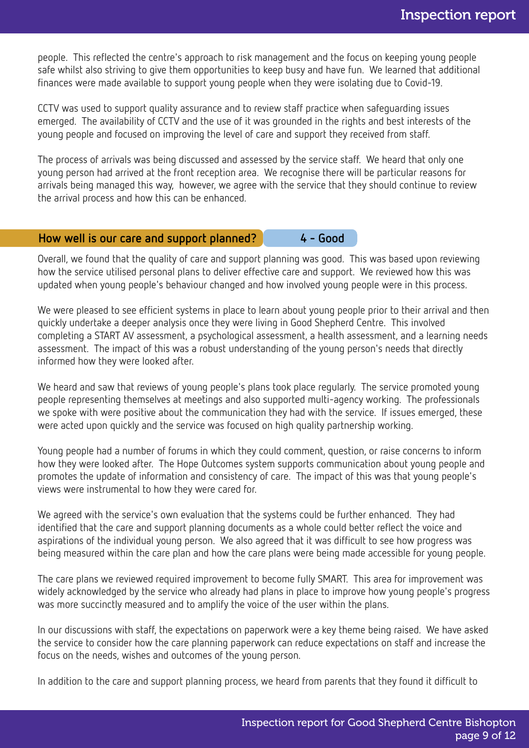people. This reflected the centre's approach to risk management and the focus on keeping young people safe whilst also striving to give them opportunities to keep busy and have fun. We learned that additional finances were made available to support young people when they were isolating due to Covid-19.

CCTV was used to support quality assurance and to review staff practice when safeguarding issues emerged. The availability of CCTV and the use of it was grounded in the rights and best interests of the young people and focused on improving the level of care and support they received from staff.

The process of arrivals was being discussed and assessed by the service staff. We heard that only one young person had arrived at the front reception area. We recognise there will be particular reasons for arrivals being managed this way, however, we agree with the service that they should continue to review the arrival process and how this can be enhanced.

## How well is our care and support planned? 4 - Good

Overall, we found that the quality of care and support planning was good. This was based upon reviewing how the service utilised personal plans to deliver effective care and support. We reviewed how this was updated when young people's behaviour changed and how involved young people were in this process.

We were pleased to see efficient systems in place to learn about young people prior to their arrival and then quickly undertake a deeper analysis once they were living in Good Shepherd Centre. This involved completing a START AV assessment, a psychological assessment, a health assessment, and a learning needs assessment. The impact of this was a robust understanding of the young person's needs that directly informed how they were looked after.

We heard and saw that reviews of young people's plans took place regularly. The service promoted young people representing themselves at meetings and also supported multi-agency working. The professionals we spoke with were positive about the communication they had with the service. If issues emerged, these were acted upon quickly and the service was focused on high quality partnership working.

Young people had a number of forums in which they could comment, question, or raise concerns to inform how they were looked after. The Hope Outcomes system supports communication about young people and promotes the update of information and consistency of care. The impact of this was that young people's views were instrumental to how they were cared for.

We agreed with the service's own evaluation that the systems could be further enhanced. They had identified that the care and support planning documents as a whole could better reflect the voice and aspirations of the individual young person. We also agreed that it was difficult to see how progress was being measured within the care plan and how the care plans were being made accessible for young people.

The care plans we reviewed required improvement to become fully SMART. This area for improvement was widely acknowledged by the service who already had plans in place to improve how young people's progress was more succinctly measured and to amplify the voice of the user within the plans.

In our discussions with staff, the expectations on paperwork were a key theme being raised. We have asked the service to consider how the care planning paperwork can reduce expectations on staff and increase the focus on the needs, wishes and outcomes of the young person.

In addition to the care and support planning process, we heard from parents that they found it difficult to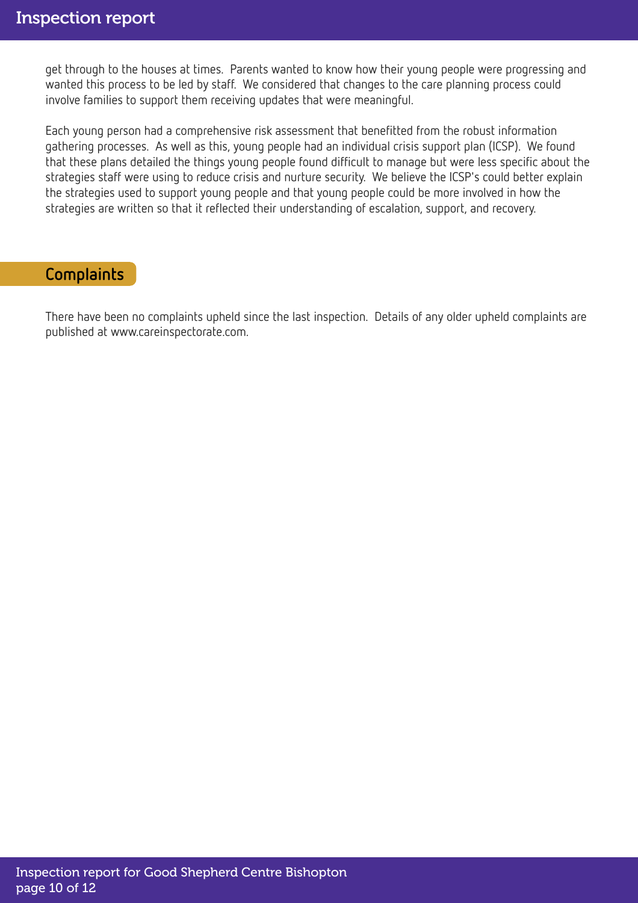get through to the houses at times. Parents wanted to know how their young people were progressing and wanted this process to be led by staff. We considered that changes to the care planning process could involve families to support them receiving updates that were meaningful.

Each young person had a comprehensive risk assessment that benefitted from the robust information gathering processes. As well as this, young people had an individual crisis support plan (ICSP). We found that these plans detailed the things young people found difficult to manage but were less specific about the strategies staff were using to reduce crisis and nurture security. We believe the ICSP's could better explain the strategies used to support young people and that young people could be more involved in how the strategies are written so that it reflected their understanding of escalation, support, and recovery.

## Complaints

There have been no complaints upheld since the last inspection. Details of any older upheld complaints are published at www.careinspectorate.com.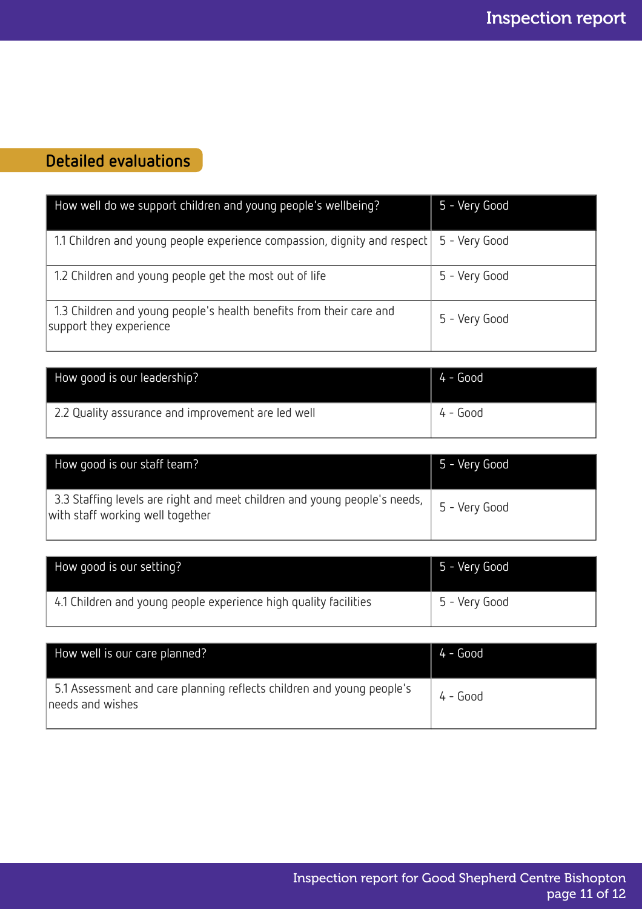## Detailed evaluations

| How well do we support children and young people's wellbeing? | 5 - Very Good |
|---|---|
| 1.1 Children and young people experience compassion, dignity and respect | 5 - Very Good |
| 1.2 Children and young people get the most out of life | 5 - Very Good |
| 1.3 Children and young people's health benefits from their care and support they experience | 5 - Very Good |

| How good is our leadership? | 4 - Good |
|---|---|
| 2.2 Quality assurance and improvement are led well | 4 - Good |

| How good is our staff team? | 5 - Very Good |
|---|---|
| 3.3 Staffing levels are right and meet children and young people's needs, with staff working well together | 5 - Very Good |

| How good is our setting? | 5 - Very Good |
|---|---|
| 4.1 Children and young people experience high quality facilities | 5 - Very Good |

| How well is our care planned? | 4 - Good |
|---|---|
| 5.1 Assessment and care planning reflects children and young people's needs and wishes | 4 - Good |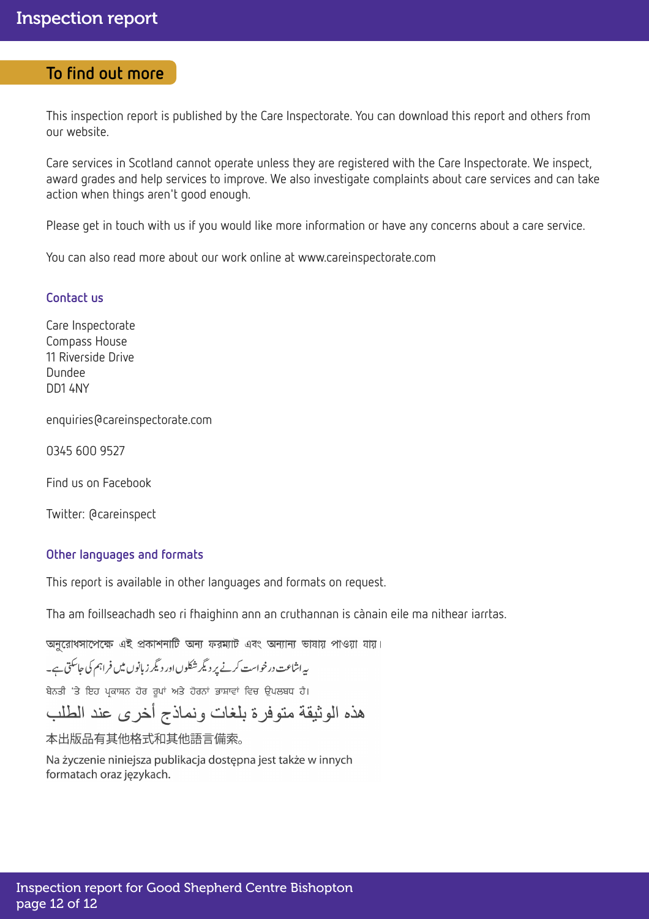## To find out more

This inspection report is published by the Care Inspectorate. You can download this report and others from our website.

Care services in Scotland cannot operate unless they are registered with the Care Inspectorate. We inspect, award grades and help services to improve. We also investigate complaints about care services and can take action when things aren't good enough.

Please get in touch with us if you would like more information or have any concerns about a care service.

You can also read more about our work online at www.careinspectorate.com

### Contact us

Care Inspectorate
Compass House
11 Riverside Drive
Dundee
DD1 4NY

enquiries@careinspectorate.com

0345 600 9527

Find us on Facebook

Twitter: @careinspect

### Other languages and formats

This report is available in other languages and formats on request.

Tha am foillseachadh seo ri fhaighinn ann an cruthannan is cànain eile ma nithear iarrtas.

অনুরোধসাপেক্ষে এই প্রকাশনাটি অন্য ফরম্যাট এবং অন্যান্য ভাষায় পাওয়া যায়।

یہ اشاعت درخواست کرنے پر دیگر شکلوں اور دیگر زبانوں میں فراہم کی جاسکتی ہے۔

ਬੇਨਤੀ 'ਤੇ ਇਹ ਪ੍ਰਕਾਸ਼ਨ ਹੋਰ ਰੂਪਾਂ ਅਤੇ ਹੋਰਨਾਂ ਭਾਸ਼ਾਵਾਂ ਵਿਚ ਉਪਲਬਧ ਹੈ।

هذه الوثيقة متوفرة بلغات ونماذج أخرى عند الطلب

本出版品有其他格式和其他語言備索。

Na życzenie niniejsza publikacja dostępna jest także w innych formatach oraz językach.